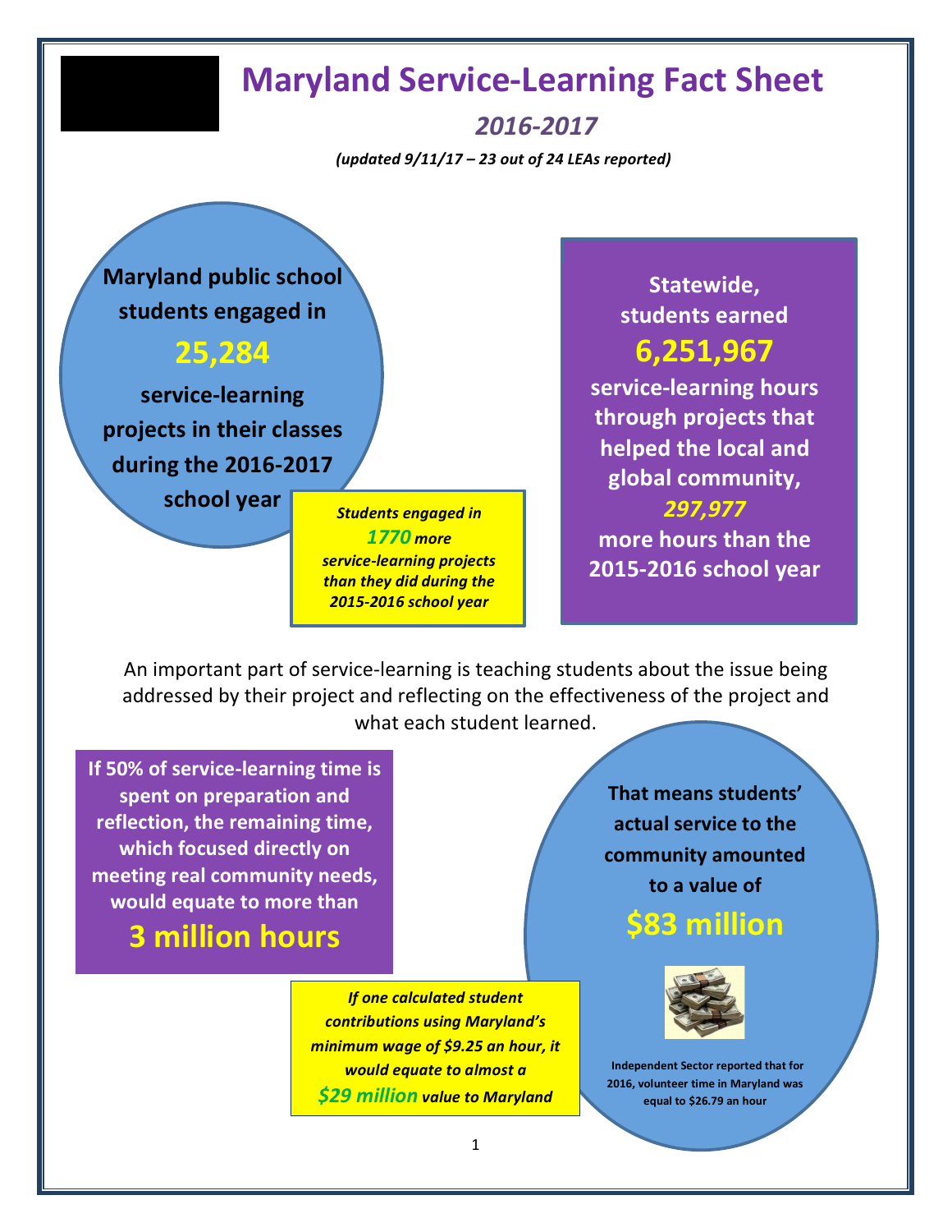# Maryland Service-Learning Fact Sheet

## *2016-2017*

***(updated 9/11/17 – 23 out of 24 LEAs reported)***

**Maryland public school students engaged in**

**25,284**

**service-learning projects in their classes during the 2016-2017 school year**

***Students engaged in 1770 more service-learning projects than they did during the 2015-2016 school year***

**Statewide, students earned**

**6,251,967**

**service-learning hours through projects that helped the local and global community, *297,977* more hours than the 2015-2016 school year**

An important part of service-learning is teaching students about the issue being addressed by their project and reflecting on the effectiveness of the project and what each student learned.

**If 50% of service-learning time is spent on preparation and reflection, the remaining time, which focused directly on meeting real community needs, would equate to more than**

**3 million hours**

**That means students' actual service to the community amounted to a value of**

**$83 million**

**Independent Sector reported that for 2016, volunteer time in Maryland was equal to $26.79 an hour**

***If one calculated student contributions using Maryland's minimum wage of $9.25 an hour, it would equate to almost a $29 million value to Maryland***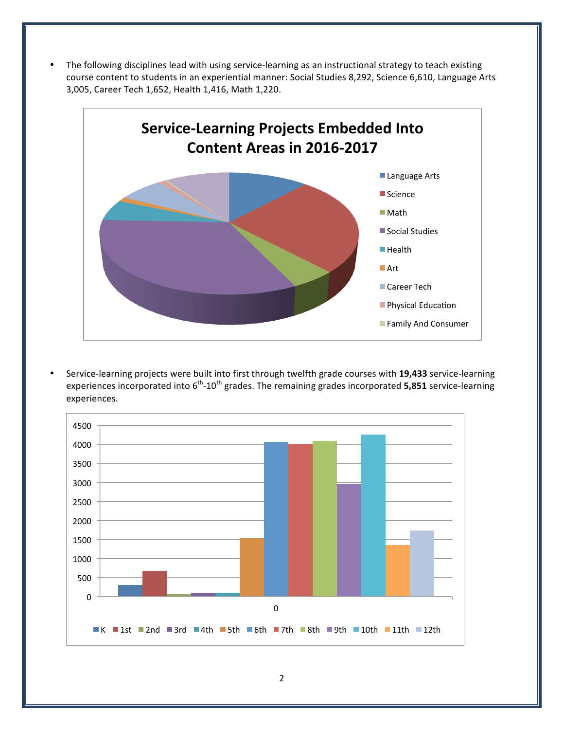- The following disciplines lead with using service-learning as an instructional strategy to teach existing course content to students in an experiential manner: Social Studies 8,292, Science 6,610, Language Arts 3,005, Career Tech 1,652, Health 1,416, Math 1,220.

**Service-Learning Projects Embedded Into Content Areas in 2016-2017**

Language Arts, Science, Math, Social Studies, Health, Art, Career Tech, Physical Education, Family And Consumer

- Service-learning projects were built into first through twelfth grade courses with **19,433** service-learning experiences incorporated into 6th-10th grades. The remaining grades incorporated **5,851** service-learning experiences.

K, 1st, 2nd, 3rd, 4th, 5th, 6th, 7th, 8th, 9th, 10th, 11th, 12th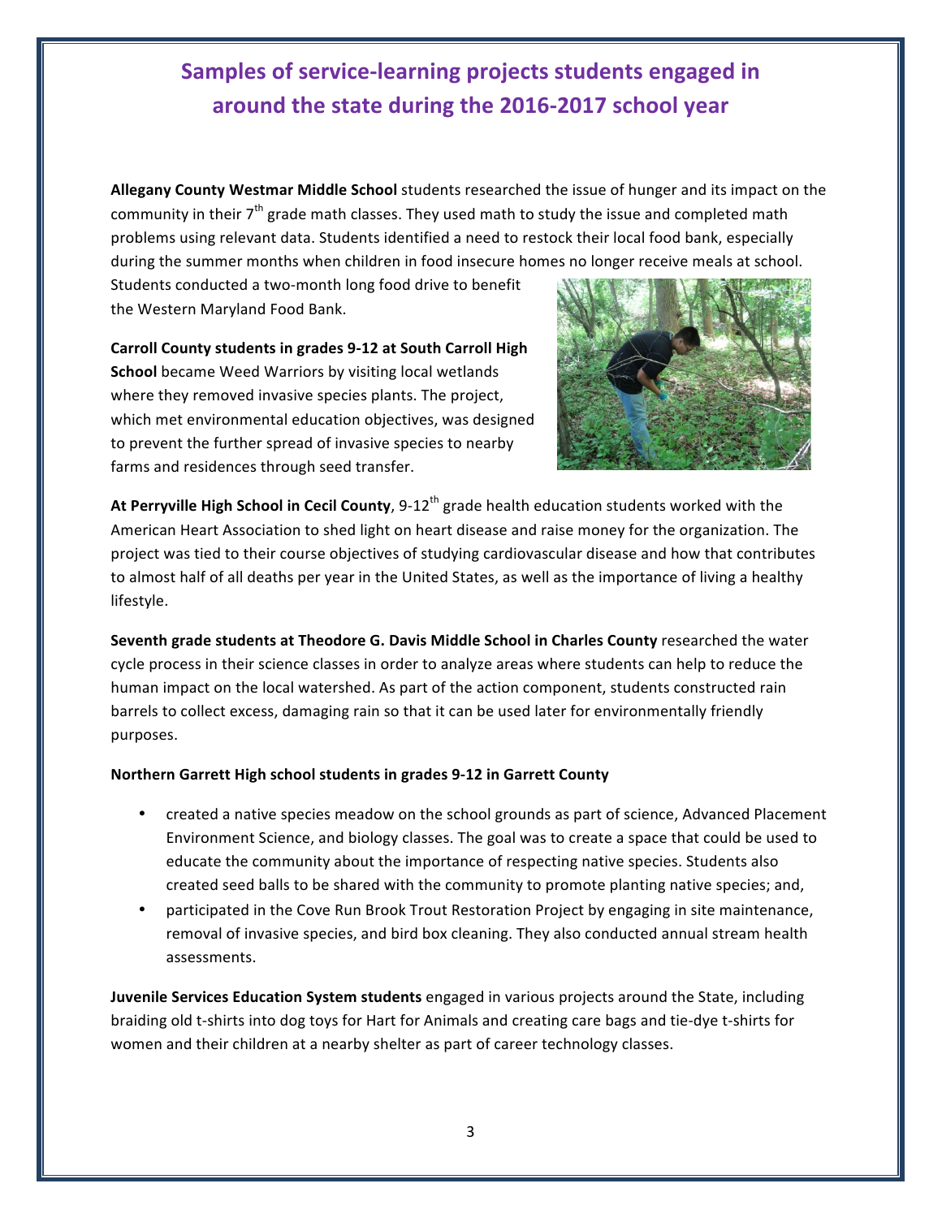# Samples of service-learning projects students engaged in around the state during the 2016-2017 school year

**Allegany County Westmar Middle School** students researched the issue of hunger and its impact on the community in their 7th grade math classes. They used math to study the issue and completed math problems using relevant data. Students identified a need to restock their local food bank, especially during the summer months when children in food insecure homes no longer receive meals at school. Students conducted a two-month long food drive to benefit the Western Maryland Food Bank.

**Carroll County students in grades 9-12 at South Carroll High School** became Weed Warriors by visiting local wetlands where they removed invasive species plants. The project, which met environmental education objectives, was designed to prevent the further spread of invasive species to nearby farms and residences through seed transfer.

**At Perryville High School in Cecil County**, 9-12th grade health education students worked with the American Heart Association to shed light on heart disease and raise money for the organization. The project was tied to their course objectives of studying cardiovascular disease and how that contributes to almost half of all deaths per year in the United States, as well as the importance of living a healthy lifestyle.

**Seventh grade students at Theodore G. Davis Middle School in Charles County** researched the water cycle process in their science classes in order to analyze areas where students can help to reduce the human impact on the local watershed. As part of the action component, students constructed rain barrels to collect excess, damaging rain so that it can be used later for environmentally friendly purposes.

**Northern Garrett High school students in grades 9-12 in Garrett County**

- created a native species meadow on the school grounds as part of science, Advanced Placement Environment Science, and biology classes. The goal was to create a space that could be used to educate the community about the importance of respecting native species. Students also created seed balls to be shared with the community to promote planting native species; and,
- participated in the Cove Run Brook Trout Restoration Project by engaging in site maintenance, removal of invasive species, and bird box cleaning. They also conducted annual stream health assessments.

**Juvenile Services Education System students** engaged in various projects around the State, including braiding old t-shirts into dog toys for Hart for Animals and creating care bags and tie-dye t-shirts for women and their children at a nearby shelter as part of career technology classes.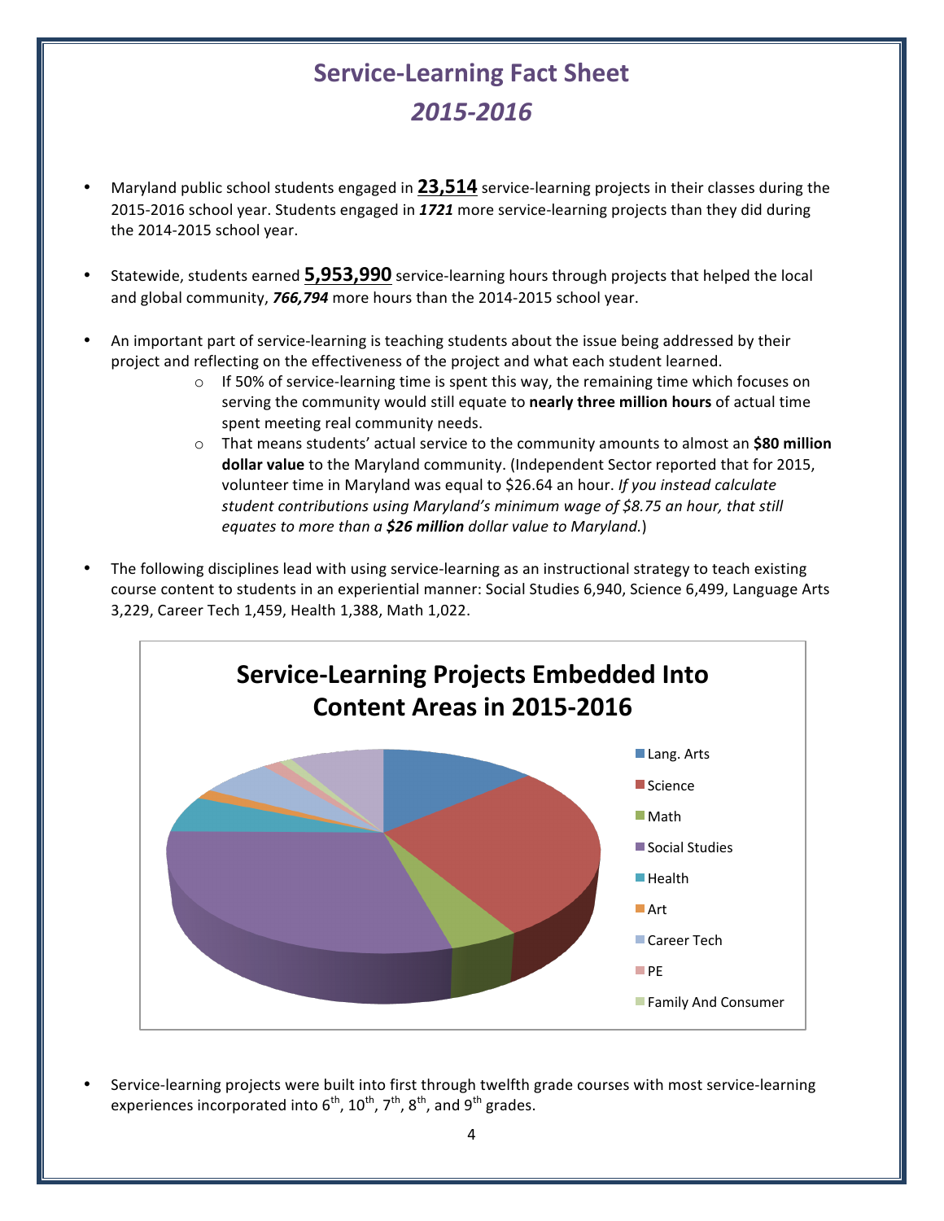# Service-Learning Fact Sheet

## *2015-2016*

- Maryland public school students engaged in **23,514** service-learning projects in their classes during the 2015-2016 school year. Students engaged in ***1721*** more service-learning projects than they did during the 2014-2015 school year.

- Statewide, students earned **5,953,990** service-learning hours through projects that helped the local and global community, ***766,794*** more hours than the 2014-2015 school year.

- An important part of service-learning is teaching students about the issue being addressed by their project and reflecting on the effectiveness of the project and what each student learned.
  - If 50% of service-learning time is spent this way, the remaining time which focuses on serving the community would still equate to **nearly three million hours** of actual time spent meeting real community needs.
  - That means students' actual service to the community amounts to almost an **$80 million dollar value** to the Maryland community. (Independent Sector reported that for 2015, volunteer time in Maryland was equal to $26.64 an hour. *If you instead calculate student contributions using Maryland's minimum wage of $8.75 an hour, that still equates to more than a **$26 million** dollar value to Maryland.*)

- The following disciplines lead with using service-learning as an instructional strategy to teach existing course content to students in an experiential manner: Social Studies 6,940, Science 6,499, Language Arts 3,229, Career Tech 1,459, Health 1,388, Math 1,022.

**Service-Learning Projects Embedded Into Content Areas in 2015-2016**

- Lang. Arts
- Science
- Math
- Social Studies
- Health
- Art
- Career Tech
- PE
- Family And Consumer

- Service-learning projects were built into first through twelfth grade courses with most service-learning experiences incorporated into 6th, 10th, 7th, 8th, and 9th grades.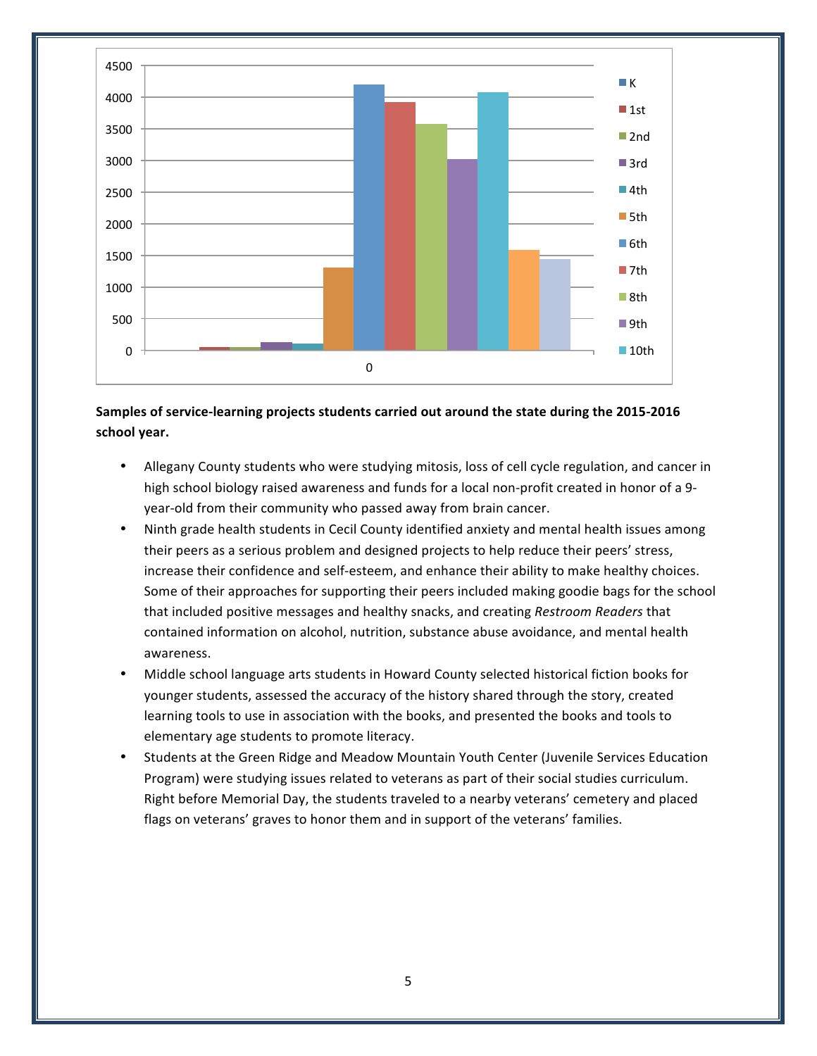**Samples of service-learning projects students carried out around the state during the 2015-2016 school year.**

- Allegany County students who were studying mitosis, loss of cell cycle regulation, and cancer in high school biology raised awareness and funds for a local non-profit created in honor of a 9-year-old from their community who passed away from brain cancer.
- Ninth grade health students in Cecil County identified anxiety and mental health issues among their peers as a serious problem and designed projects to help reduce their peers' stress, increase their confidence and self-esteem, and enhance their ability to make healthy choices. Some of their approaches for supporting their peers included making goodie bags for the school that included positive messages and healthy snacks, and creating *Restroom Readers* that contained information on alcohol, nutrition, substance abuse avoidance, and mental health awareness.
- Middle school language arts students in Howard County selected historical fiction books for younger students, assessed the accuracy of the history shared through the story, created learning tools to use in association with the books, and presented the books and tools to elementary age students to promote literacy.
- Students at the Green Ridge and Meadow Mountain Youth Center (Juvenile Services Education Program) were studying issues related to veterans as part of their social studies curriculum. Right before Memorial Day, the students traveled to a nearby veterans' cemetery and placed flags on veterans' graves to honor them and in support of the veterans' families.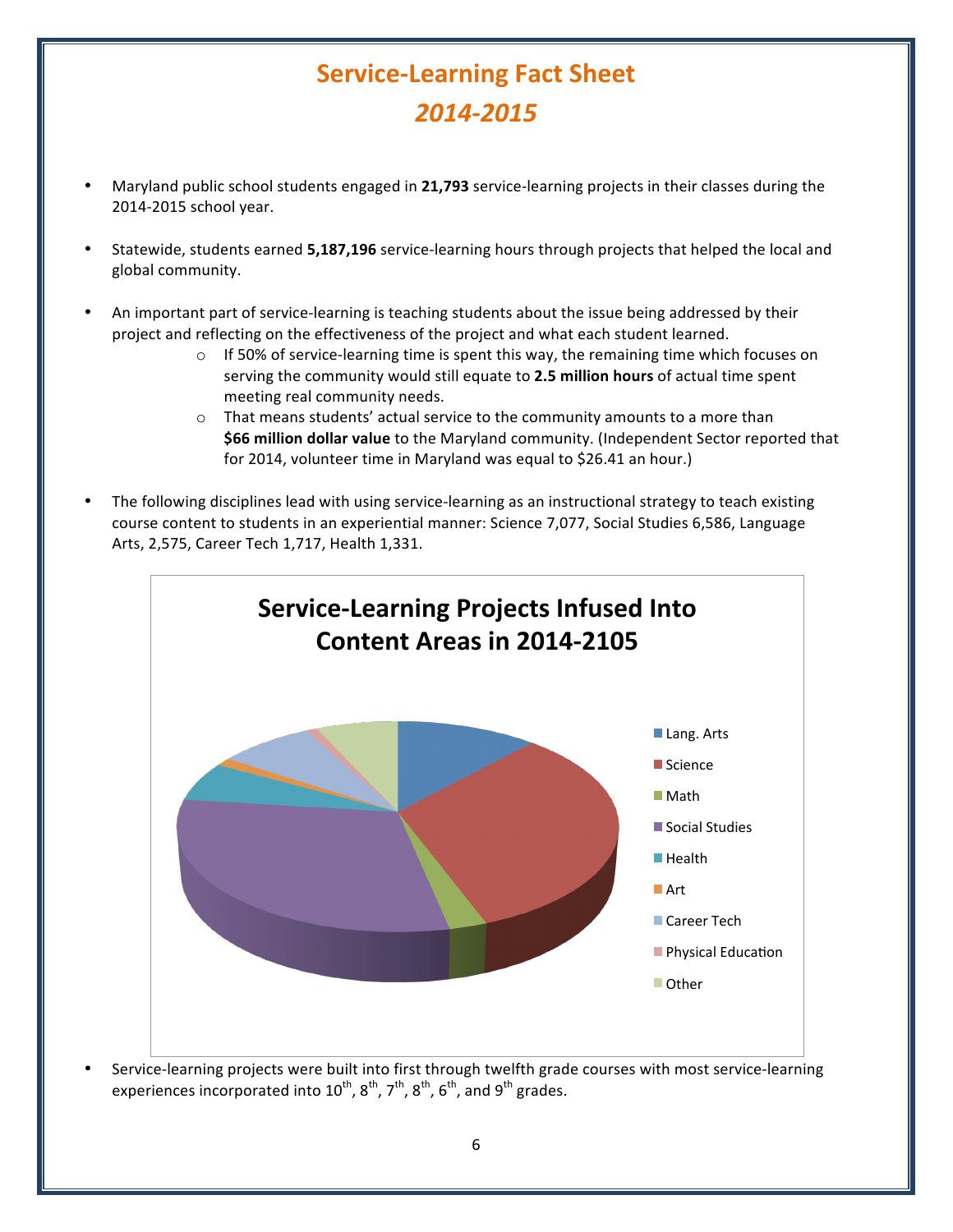# Service-Learning Fact Sheet

## *2014-2015*

- Maryland public school students engaged in **21,793** service-learning projects in their classes during the 2014-2015 school year.
- Statewide, students earned **5,187,196** service-learning hours through projects that helped the local and global community.
- An important part of service-learning is teaching students about the issue being addressed by their project and reflecting on the effectiveness of the project and what each student learned.
  - If 50% of service-learning time is spent this way, the remaining time which focuses on serving the community would still equate to **2.5 million hours** of actual time spent meeting real community needs.
  - That means students' actual service to the community amounts to a more than **$66 million dollar value** to the Maryland community. (Independent Sector reported that for 2014, volunteer time in Maryland was equal to $26.41 an hour.)
- The following disciplines lead with using service-learning as an instructional strategy to teach existing course content to students in an experiential manner: Science 7,077, Social Studies 6,586, Language Arts, 2,575, Career Tech 1,717, Health 1,331.

**Service-Learning Projects Infused Into Content Areas in 2014-2105**

Lang. Arts, Science, Math, Social Studies, Health, Art, Career Tech, Physical Education, Other

- Service-learning projects were built into first through twelfth grade courses with most service-learning experiences incorporated into 10th, 8th, 7th, 8th, 6th, and 9th grades.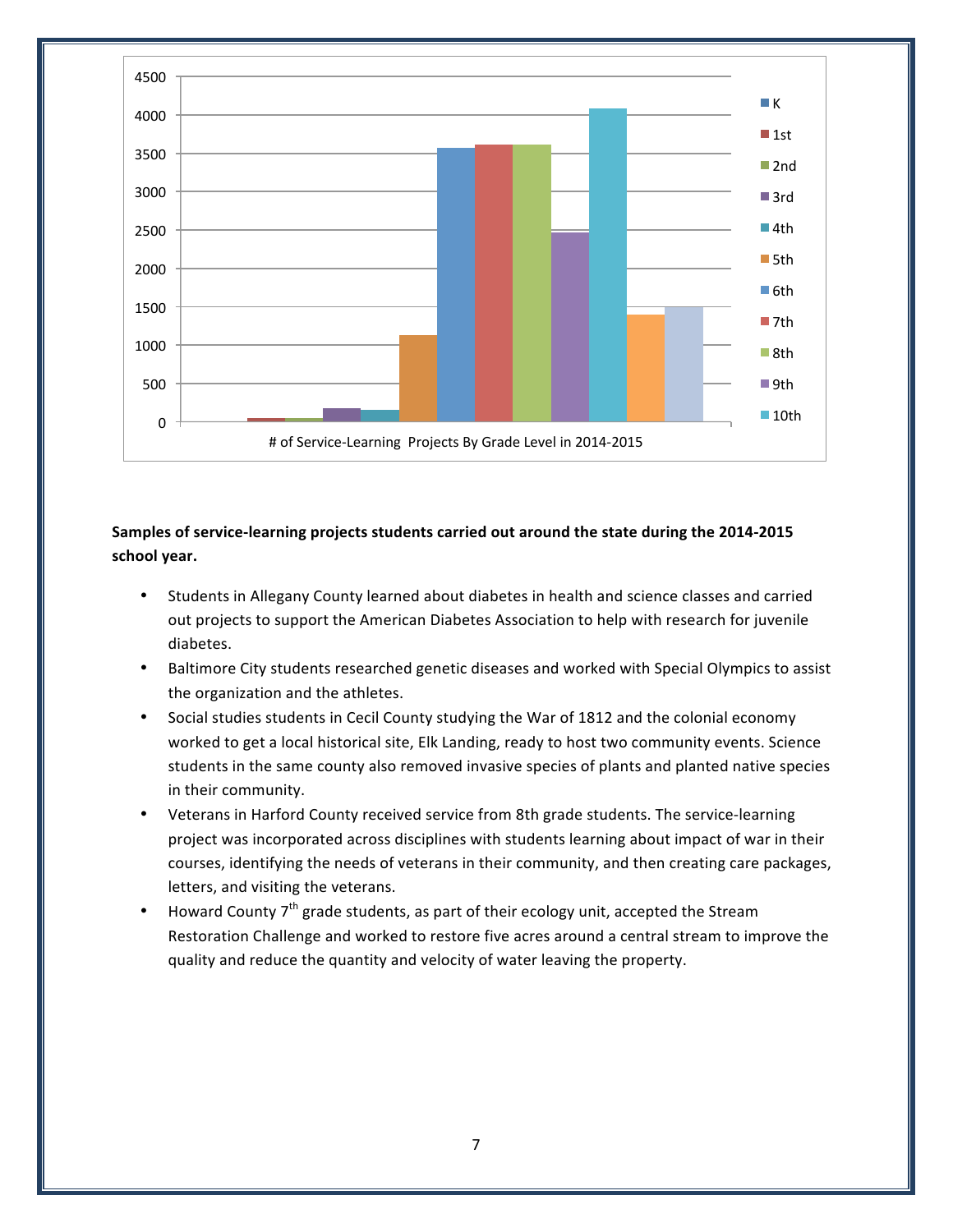# of Service-Learning Projects By Grade Level in 2014-2015

**Samples of service-learning projects students carried out around the state during the 2014-2015 school year.**

- Students in Allegany County learned about diabetes in health and science classes and carried out projects to support the American Diabetes Association to help with research for juvenile diabetes.
- Baltimore City students researched genetic diseases and worked with Special Olympics to assist the organization and the athletes.
- Social studies students in Cecil County studying the War of 1812 and the colonial economy worked to get a local historical site, Elk Landing, ready to host two community events. Science students in the same county also removed invasive species of plants and planted native species in their community.
- Veterans in Harford County received service from 8th grade students. The service-learning project was incorporated across disciplines with students learning about impact of war in their courses, identifying the needs of veterans in their community, and then creating care packages, letters, and visiting the veterans.
- Howard County 7th grade students, as part of their ecology unit, accepted the Stream Restoration Challenge and worked to restore five acres around a central stream to improve the quality and reduce the quantity and velocity of water leaving the property.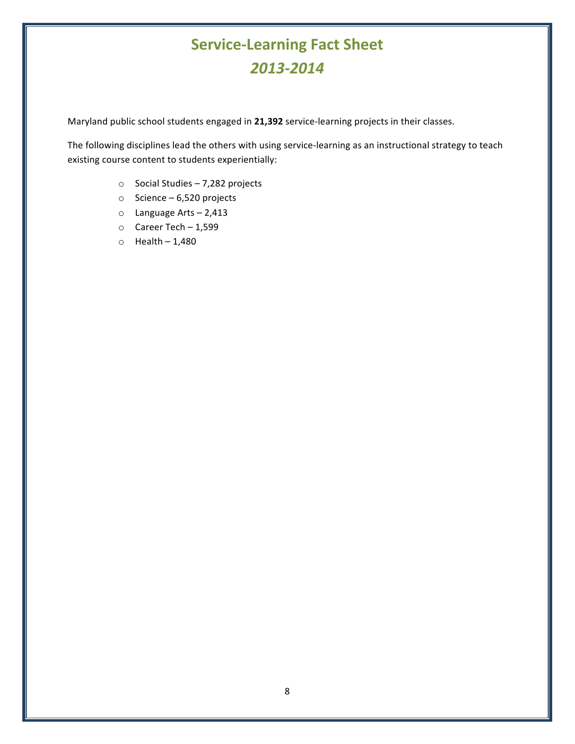# Service-Learning Fact Sheet

## *2013-2014*

Maryland public school students engaged in **21,392** service-learning projects in their classes.

The following disciplines lead the others with using service-learning as an instructional strategy to teach existing course content to students experientially:

- Social Studies – 7,282 projects
- Science – 6,520 projects
- Language Arts – 2,413
- Career Tech – 1,599
- Health – 1,480